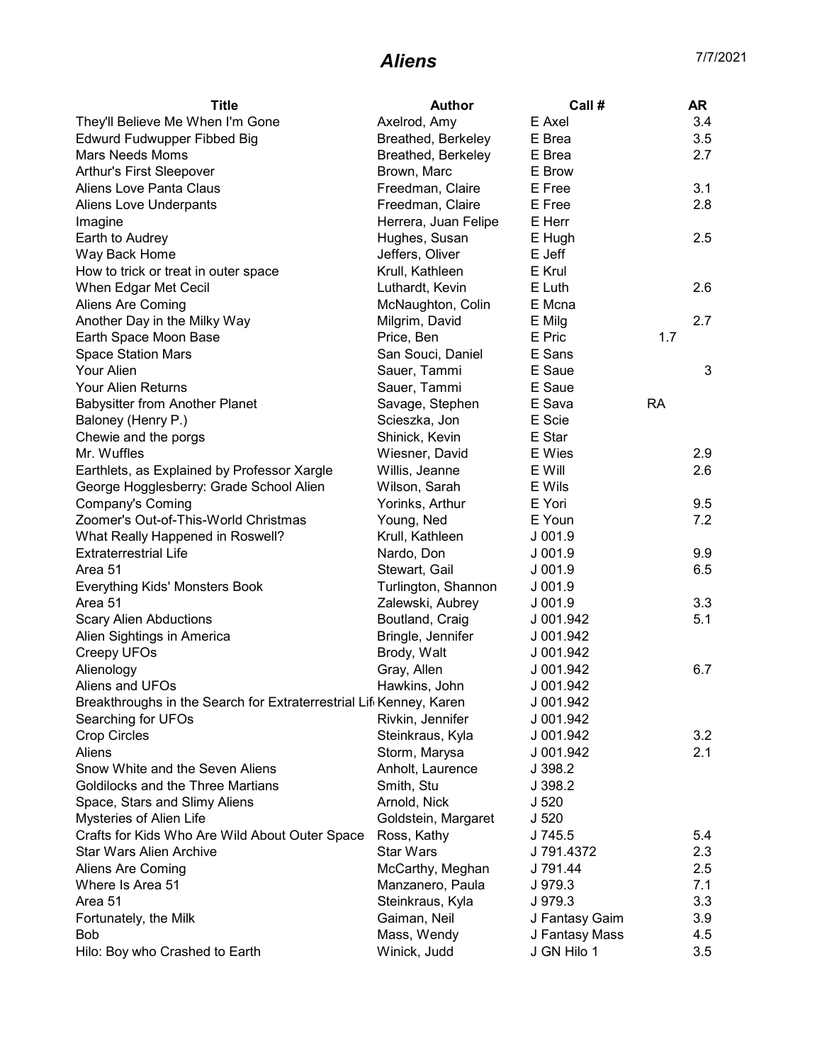# *Aliens*

7/7/2021

| Title | Author | Call # | AR |
|---|---|---|---|
| They'll Believe Me When I'm Gone | Axelrod, Amy | E Axel | 3.4 |
| Edwurd Fudwupper Fibbed Big | Breathed, Berkeley | E Brea | 3.5 |
| Mars Needs Moms | Breathed, Berkeley | E Brea | 2.7 |
| Arthur's First Sleepover | Brown, Marc | E Brow | |
| Aliens Love Panta Claus | Freedman, Claire | E Free | 3.1 |
| Aliens Love Underpants | Freedman, Claire | E Free | 2.8 |
| Imagine | Herrera, Juan Felipe | E Herr | |
| Earth to Audrey | Hughes, Susan | E Hugh | 2.5 |
| Way Back Home | Jeffers, Oliver | E Jeff | |
| How to trick or treat in outer space | Krull, Kathleen | E Krul | |
| When Edgar Met Cecil | Luthardt, Kevin | E Luth | 2.6 |
| Aliens Are Coming | McNaughton, Colin | E Mcna | |
| Another Day in the Milky Way | Milgrim, David | E Milg | 2.7 |
| Earth Space Moon Base | Price, Ben | E Pric | 1.7 |
| Space Station Mars | San Souci, Daniel | E Sans | |
| Your Alien | Sauer, Tammi | E Saue | 3 |
| Your Alien Returns | Sauer, Tammi | E Saue | |
| Babysitter from Another Planet | Savage, Stephen | E Sava | RA |
| Baloney (Henry P.) | Scieszka, Jon | E Scie | |
| Chewie and the porgs | Shinick, Kevin | E Star | |
| Mr. Wuffles | Wiesner, David | E Wies | 2.9 |
| Earthlets, as Explained by Professor Xargle | Willis, Jeanne | E Will | 2.6 |
| George Hogglesberry: Grade School Alien | Wilson, Sarah | E Wils | |
| Company's Coming | Yorinks, Arthur | E Yori | 9.5 |
| Zoomer's Out-of-This-World Christmas | Young, Ned | E Youn | 7.2 |
| What Really Happened in Roswell? | Krull, Kathleen | J 001.9 | |
| Extraterrestrial Life | Nardo, Don | J 001.9 | 9.9 |
| Area 51 | Stewart, Gail | J 001.9 | 6.5 |
| Everything Kids' Monsters Book | Turlington, Shannon | J 001.9 | |
| Area 51 | Zalewski, Aubrey | J 001.9 | 3.3 |
| Scary Alien Abductions | Boutland, Craig | J 001.942 | 5.1 |
| Alien Sightings in America | Bringle, Jennifer | J 001.942 | |
| Creepy UFOs | Brody, Walt | J 001.942 | |
| Alienology | Gray, Allen | J 001.942 | 6.7 |
| Aliens and UFOs | Hawkins, John | J 001.942 | |
| Breakthroughs in the Search for Extraterrestrial Lif | Kenney, Karen | J 001.942 | |
| Searching for UFOs | Rivkin, Jennifer | J 001.942 | |
| Crop Circles | Steinkraus, Kyla | J 001.942 | 3.2 |
| Aliens | Storm, Marysa | J 001.942 | 2.1 |
| Snow White and the Seven Aliens | Anholt, Laurence | J 398.2 | |
| Goldilocks and the Three Martians | Smith, Stu | J 398.2 | |
| Space, Stars and Slimy Aliens | Arnold, Nick | J 520 | |
| Mysteries of Alien Life | Goldstein, Margaret | J 520 | |
| Crafts for Kids Who Are Wild About Outer Space | Ross, Kathy | J 745.5 | 5.4 |
| Star Wars Alien Archive | Star Wars | J 791.4372 | 2.3 |
| Aliens Are Coming | McCarthy, Meghan | J 791.44 | 2.5 |
| Where Is Area 51 | Manzanero, Paula | J 979.3 | 7.1 |
| Area 51 | Steinkraus, Kyla | J 979.3 | 3.3 |
| Fortunately, the Milk | Gaiman, Neil | J Fantasy Gaim | 3.9 |
| Bob | Mass, Wendy | J Fantasy Mass | 4.5 |
| Hilo: Boy who Crashed to Earth | Winick, Judd | J GN Hilo 1 | 3.5 |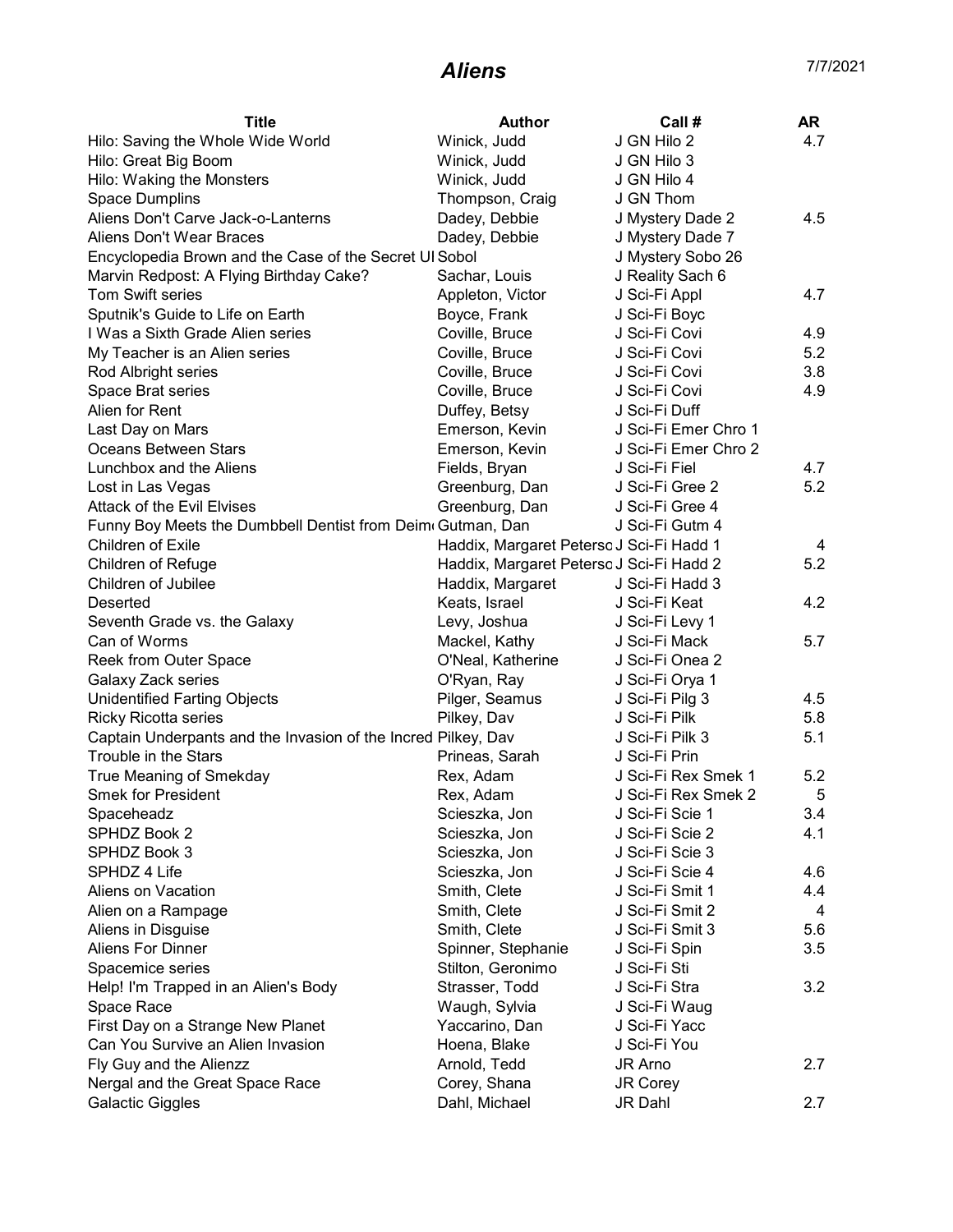## *Aliens*

7/7/2021

| Title | Author | Call # | AR |
|---|---|---|---|
| Hilo: Saving the Whole Wide World | Winick, Judd | J GN Hilo 2 | 4.7 |
| Hilo: Great Big Boom | Winick, Judd | J GN Hilo 3 | |
| Hilo: Waking the Monsters | Winick, Judd | J GN Hilo 4 | |
| Space Dumplins | Thompson, Craig | J GN Thom | |
| Aliens Don't Carve Jack-o-Lanterns | Dadey, Debbie | J Mystery Dade 2 | 4.5 |
| Aliens Don't Wear Braces | Dadey, Debbie | J Mystery Dade 7 | |
| Encyclopedia Brown and the Case of the Secret UI | Sobol | J Mystery Sobo 26 | |
| Marvin Redpost: A Flying Birthday Cake? | Sachar, Louis | J Reality Sach 6 | |
| Tom Swift series | Appleton, Victor | J Sci-Fi Appl | 4.7 |
| Sputnik's Guide to Life on Earth | Boyce, Frank | J Sci-Fi Boyc | |
| I Was a Sixth Grade Alien series | Coville, Bruce | J Sci-Fi Covi | 4.9 |
| My Teacher is an Alien series | Coville, Bruce | J Sci-Fi Covi | 5.2 |
| Rod Albright series | Coville, Bruce | J Sci-Fi Covi | 3.8 |
| Space Brat series | Coville, Bruce | J Sci-Fi Covi | 4.9 |
| Alien for Rent | Duffey, Betsy | J Sci-Fi Duff | |
| Last Day on Mars | Emerson, Kevin | J Sci-Fi Emer Chro 1 | |
| Oceans Between Stars | Emerson, Kevin | J Sci-Fi Emer Chro 2 | |
| Lunchbox and the Aliens | Fields, Bryan | J Sci-Fi Fiel | 4.7 |
| Lost in Las Vegas | Greenburg, Dan | J Sci-Fi Gree 2 | 5.2 |
| Attack of the Evil Elvises | Greenburg, Dan | J Sci-Fi Gree 4 | |
| Funny Boy Meets the Dumbbell Dentist from Deim | Gutman, Dan | J Sci-Fi Gutm 4 | |
| Children of Exile | Haddix, Margaret Peterso | J Sci-Fi Hadd 1 | 4 |
| Children of Refuge | Haddix, Margaret Peterso | J Sci-Fi Hadd 2 | 5.2 |
| Children of Jubilee | Haddix, Margaret | J Sci-Fi Hadd 3 | |
| Deserted | Keats, Israel | J Sci-Fi Keat | 4.2 |
| Seventh Grade vs. the Galaxy | Levy, Joshua | J Sci-Fi Levy 1 | |
| Can of Worms | Mackel, Kathy | J Sci-Fi Mack | 5.7 |
| Reek from Outer Space | O'Neal, Katherine | J Sci-Fi Onea 2 | |
| Galaxy Zack series | O'Ryan, Ray | J Sci-Fi Orya 1 | |
| Unidentified Farting Objects | Pilger, Seamus | J Sci-Fi Pilg 3 | 4.5 |
| Ricky Ricotta series | Pilkey, Dav | J Sci-Fi Pilk | 5.8 |
| Captain Underpants and the Invasion of the Incred | Pilkey, Dav | J Sci-Fi Pilk 3 | 5.1 |
| Trouble in the Stars | Prineas, Sarah | J Sci-Fi Prin | |
| True Meaning of Smekday | Rex, Adam | J Sci-Fi Rex Smek 1 | 5.2 |
| Smek for President | Rex, Adam | J Sci-Fi Rex Smek 2 | 5 |
| Spaceheadz | Scieszka, Jon | J Sci-Fi Scie 1 | 3.4 |
| SPHDZ Book 2 | Scieszka, Jon | J Sci-Fi Scie 2 | 4.1 |
| SPHDZ Book 3 | Scieszka, Jon | J Sci-Fi Scie 3 | |
| SPHDZ 4 Life | Scieszka, Jon | J Sci-Fi Scie 4 | 4.6 |
| Aliens on Vacation | Smith, Clete | J Sci-Fi Smit 1 | 4.4 |
| Alien on a Rampage | Smith, Clete | J Sci-Fi Smit 2 | 4 |
| Aliens in Disguise | Smith, Clete | J Sci-Fi Smit 3 | 5.6 |
| Aliens For Dinner | Spinner, Stephanie | J Sci-Fi Spin | 3.5 |
| Spacemice series | Stilton, Geronimo | J Sci-Fi Sti | |
| Help! I'm Trapped in an Alien's Body | Strasser, Todd | J Sci-Fi Stra | 3.2 |
| Space Race | Waugh, Sylvia | J Sci-Fi Waug | |
| First Day on a Strange New Planet | Yaccarino, Dan | J Sci-Fi Yacc | |
| Can You Survive an Alien Invasion | Hoena, Blake | J Sci-Fi You | |
| Fly Guy and the Alienzz | Arnold, Tedd | JR Arno | 2.7 |
| Nergal and the Great Space Race | Corey, Shana | JR Corey | |
| Galactic Giggles | Dahl, Michael | JR Dahl | 2.7 |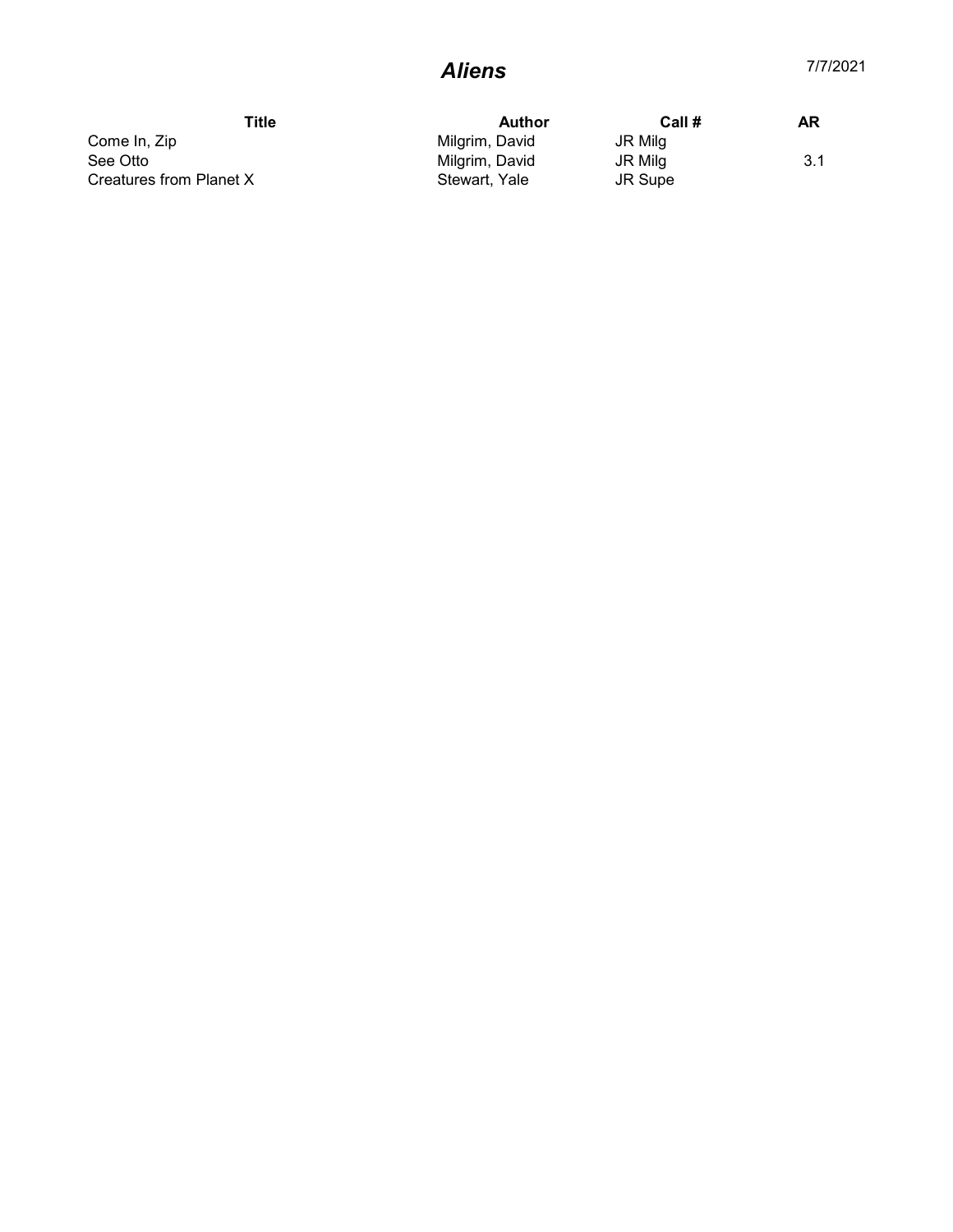# *Aliens*

7/7/2021

| Title | Author | Call # | AR |
|---|---|---|---|
| Come In, Zip | Milgrim, David | JR Milg | |
| See Otto | Milgrim, David | JR Milg | 3.1 |
| Creatures from Planet X | Stewart, Yale | JR Supe | |